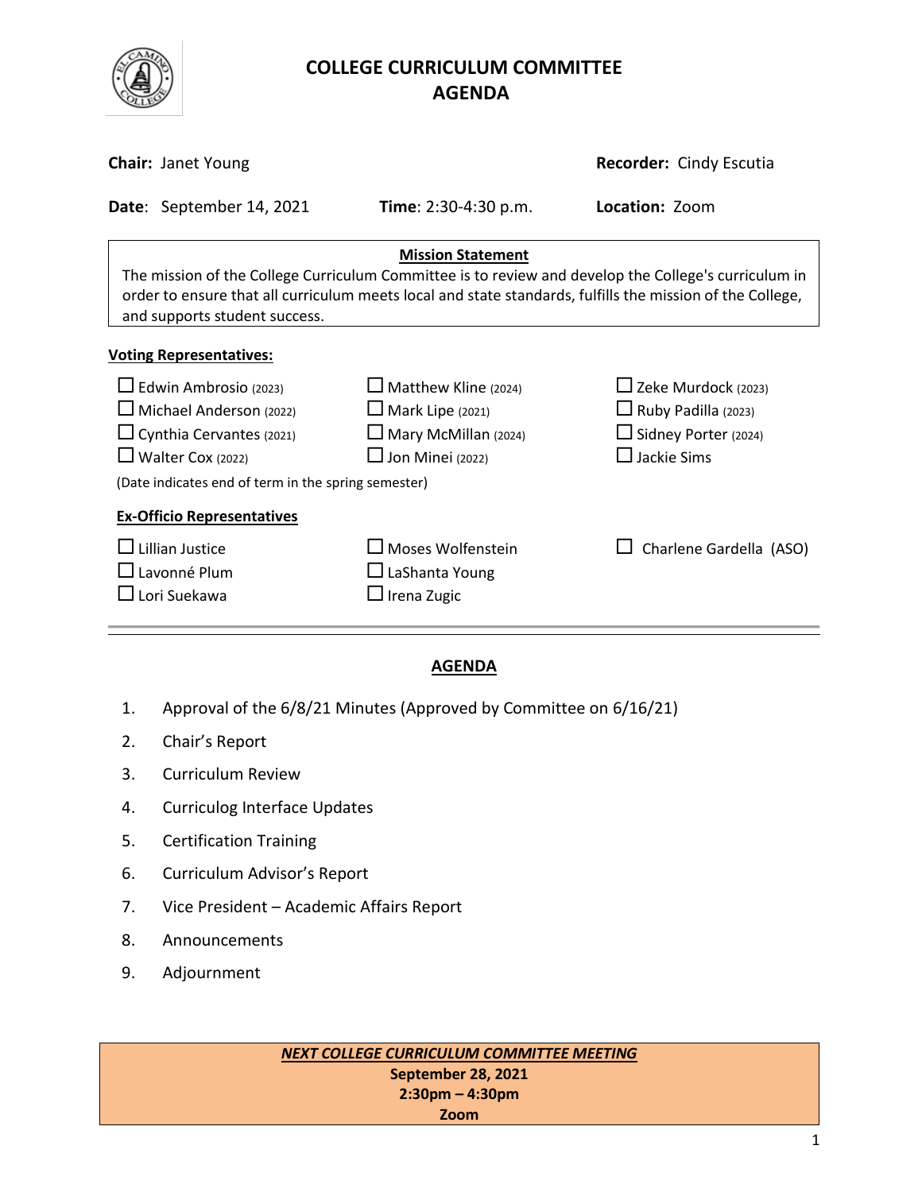# COLLEGE CURRICULUM COMMITTEE
# AGENDA

**Chair:** Janet Young | **Recorder:** Cindy Escutia

**Date**: September 14, 2021 | **Time**: 2:30-4:30 p.m. | **Location:** Zoom

**Mission Statement**

The mission of the College Curriculum Committee is to review and develop the College's curriculum in order to ensure that all curriculum meets local and state standards, fulfills the mission of the College, and supports student success.

**Voting Representatives:**

- ☐ Edwin Ambrosio (2023)
- ☐ Michael Anderson (2022)
- ☐ Cynthia Cervantes (2021)
- ☐ Walter Cox (2022)
- ☐ Matthew Kline (2024)
- ☐ Mark Lipe (2021)
- ☐ Mary McMillan (2024)
- ☐ Jon Minei (2022)
- ☐ Zeke Murdock (2023)
- ☐ Ruby Padilla (2023)
- ☐ Sidney Porter (2024)
- ☐ Jackie Sims

(Date indicates end of term in the spring semester)

**Ex-Officio Representatives**

- ☐ Lillian Justice
- ☐ Lavonné Plum
- ☐ Lori Suekawa
- ☐ Moses Wolfenstein
- ☐ LaShanta Young
- ☐ Irena Zugic
- ☐ Charlene Gardella (ASO)

---

## AGENDA

1. Approval of the 6/8/21 Minutes (Approved by Committee on 6/16/21)
2. Chair's Report
3. Curriculum Review
4. Curriculog Interface Updates
5. Certification Training
6. Curriculum Advisor's Report
7. Vice President – Academic Affairs Report
8. Announcements
9. Adjournment

***NEXT COLLEGE CURRICULUM COMMITTEE MEETING***
**September 28, 2021**
**2:30pm – 4:30pm**
**Zoom**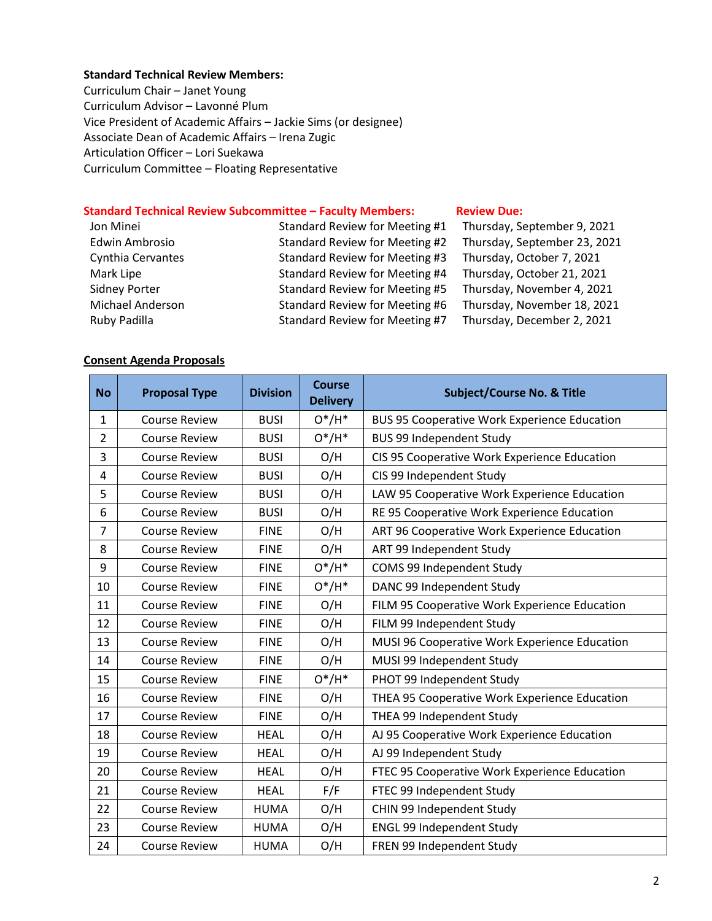**Standard Technical Review Members:**

Curriculum Chair – Janet Young
Curriculum Advisor – Lavonné Plum
Vice President of Academic Affairs – Jackie Sims (or designee)
Associate Dean of Academic Affairs – Irena Zugic
Articulation Officer – Lori Suekawa
Curriculum Committee – Floating Representative

| **Standard Technical Review Subcommittee – Faculty Members:** | | **Review Due:** |
|---|---|---|
| Jon Minei | Standard Review for Meeting #1 | Thursday, September 9, 2021 |
| Edwin Ambrosio | Standard Review for Meeting #2 | Thursday, September 23, 2021 |
| Cynthia Cervantes | Standard Review for Meeting #3 | Thursday, October 7, 2021 |
| Mark Lipe | Standard Review for Meeting #4 | Thursday, October 21, 2021 |
| Sidney Porter | Standard Review for Meeting #5 | Thursday, November 4, 2021 |
| Michael Anderson | Standard Review for Meeting #6 | Thursday, November 18, 2021 |
| Ruby Padilla | Standard Review for Meeting #7 | Thursday, December 2, 2021 |

**Consent Agenda Proposals**

| No | Proposal Type | Division | Course Delivery | Subject/Course No. & Title |
|---|---|---|---|---|
| 1 | Course Review | BUSI | O*/H* | BUS 95 Cooperative Work Experience Education |
| 2 | Course Review | BUSI | O*/H* | BUS 99 Independent Study |
| 3 | Course Review | BUSI | O/H | CIS 95 Cooperative Work Experience Education |
| 4 | Course Review | BUSI | O/H | CIS 99 Independent Study |
| 5 | Course Review | BUSI | O/H | LAW 95 Cooperative Work Experience Education |
| 6 | Course Review | BUSI | O/H | RE 95 Cooperative Work Experience Education |
| 7 | Course Review | FINE | O/H | ART 96 Cooperative Work Experience Education |
| 8 | Course Review | FINE | O/H | ART 99 Independent Study |
| 9 | Course Review | FINE | O*/H* | COMS 99 Independent Study |
| 10 | Course Review | FINE | O*/H* | DANC 99 Independent Study |
| 11 | Course Review | FINE | O/H | FILM 95 Cooperative Work Experience Education |
| 12 | Course Review | FINE | O/H | FILM 99 Independent Study |
| 13 | Course Review | FINE | O/H | MUSI 96 Cooperative Work Experience Education |
| 14 | Course Review | FINE | O/H | MUSI 99 Independent Study |
| 15 | Course Review | FINE | O*/H* | PHOT 99 Independent Study |
| 16 | Course Review | FINE | O/H | THEA 95 Cooperative Work Experience Education |
| 17 | Course Review | FINE | O/H | THEA 99 Independent Study |
| 18 | Course Review | HEAL | O/H | AJ 95 Cooperative Work Experience Education |
| 19 | Course Review | HEAL | O/H | AJ 99 Independent Study |
| 20 | Course Review | HEAL | O/H | FTEC 95 Cooperative Work Experience Education |
| 21 | Course Review | HEAL | F/F | FTEC 99 Independent Study |
| 22 | Course Review | HUMA | O/H | CHIN 99 Independent Study |
| 23 | Course Review | HUMA | O/H | ENGL 99 Independent Study |
| 24 | Course Review | HUMA | O/H | FREN 99 Independent Study |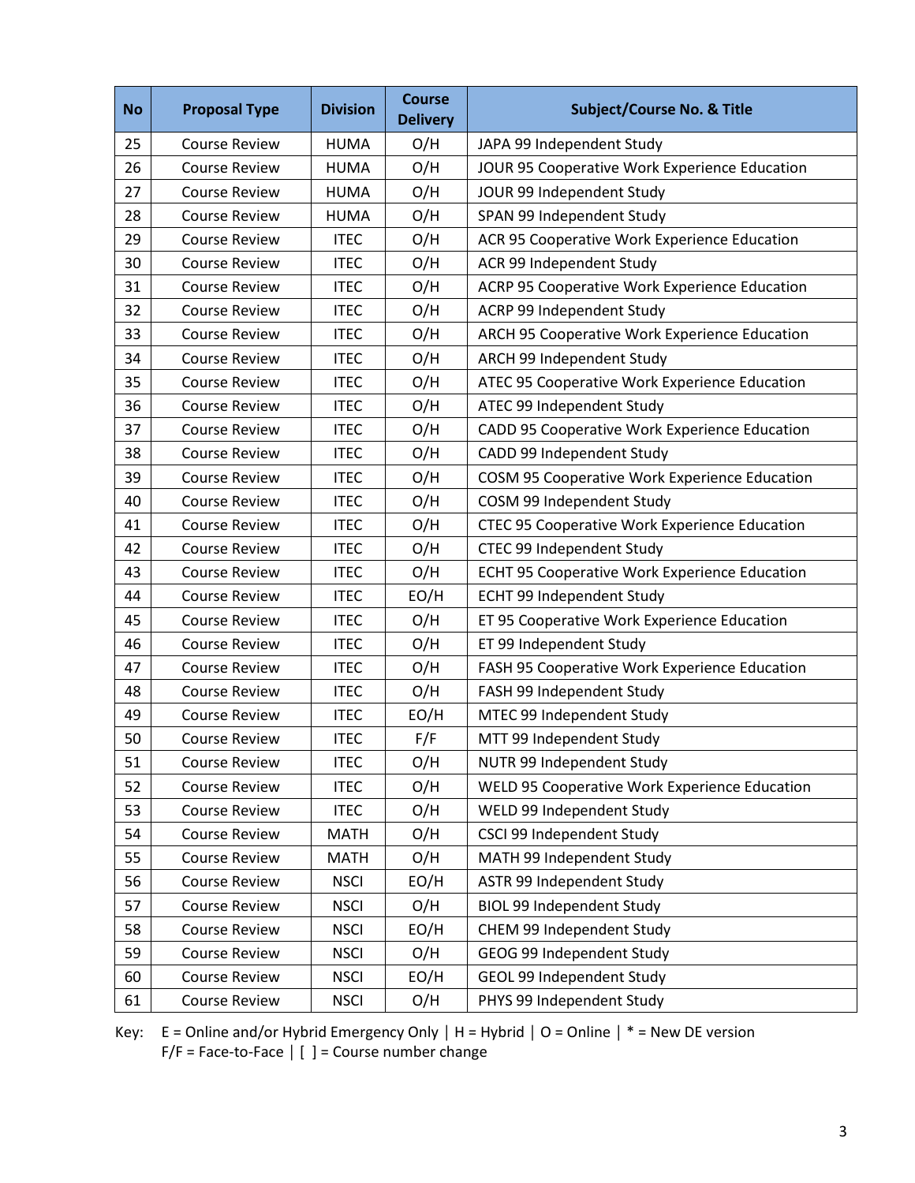| No | Proposal Type | Division | Course Delivery | Subject/Course No. & Title |
|---|---|---|---|---|
| 25 | Course Review | HUMA | O/H | JAPA 99 Independent Study |
| 26 | Course Review | HUMA | O/H | JOUR 95 Cooperative Work Experience Education |
| 27 | Course Review | HUMA | O/H | JOUR 99 Independent Study |
| 28 | Course Review | HUMA | O/H | SPAN 99 Independent Study |
| 29 | Course Review | ITEC | O/H | ACR 95 Cooperative Work Experience Education |
| 30 | Course Review | ITEC | O/H | ACR 99 Independent Study |
| 31 | Course Review | ITEC | O/H | ACRP 95 Cooperative Work Experience Education |
| 32 | Course Review | ITEC | O/H | ACRP 99 Independent Study |
| 33 | Course Review | ITEC | O/H | ARCH 95 Cooperative Work Experience Education |
| 34 | Course Review | ITEC | O/H | ARCH 99 Independent Study |
| 35 | Course Review | ITEC | O/H | ATEC 95 Cooperative Work Experience Education |
| 36 | Course Review | ITEC | O/H | ATEC 99 Independent Study |
| 37 | Course Review | ITEC | O/H | CADD 95 Cooperative Work Experience Education |
| 38 | Course Review | ITEC | O/H | CADD 99 Independent Study |
| 39 | Course Review | ITEC | O/H | COSM 95 Cooperative Work Experience Education |
| 40 | Course Review | ITEC | O/H | COSM 99 Independent Study |
| 41 | Course Review | ITEC | O/H | CTEC 95 Cooperative Work Experience Education |
| 42 | Course Review | ITEC | O/H | CTEC 99 Independent Study |
| 43 | Course Review | ITEC | O/H | ECHT 95 Cooperative Work Experience Education |
| 44 | Course Review | ITEC | EO/H | ECHT 99 Independent Study |
| 45 | Course Review | ITEC | O/H | ET 95 Cooperative Work Experience Education |
| 46 | Course Review | ITEC | O/H | ET 99 Independent Study |
| 47 | Course Review | ITEC | O/H | FASH 95 Cooperative Work Experience Education |
| 48 | Course Review | ITEC | O/H | FASH 99 Independent Study |
| 49 | Course Review | ITEC | EO/H | MTEC 99 Independent Study |
| 50 | Course Review | ITEC | F/F | MTT 99 Independent Study |
| 51 | Course Review | ITEC | O/H | NUTR 99 Independent Study |
| 52 | Course Review | ITEC | O/H | WELD 95 Cooperative Work Experience Education |
| 53 | Course Review | ITEC | O/H | WELD 99 Independent Study |
| 54 | Course Review | MATH | O/H | CSCI 99 Independent Study |
| 55 | Course Review | MATH | O/H | MATH 99 Independent Study |
| 56 | Course Review | NSCI | EO/H | ASTR 99 Independent Study |
| 57 | Course Review | NSCI | O/H | BIOL 99 Independent Study |
| 58 | Course Review | NSCI | EO/H | CHEM 99 Independent Study |
| 59 | Course Review | NSCI | O/H | GEOG 99 Independent Study |
| 60 | Course Review | NSCI | EO/H | GEOL 99 Independent Study |
| 61 | Course Review | NSCI | O/H | PHYS 99 Independent Study |

Key: E = Online and/or Hybrid Emergency Only | H = Hybrid | O = Online | * = New DE version
F/F = Face-to-Face | [ ] = Course number change